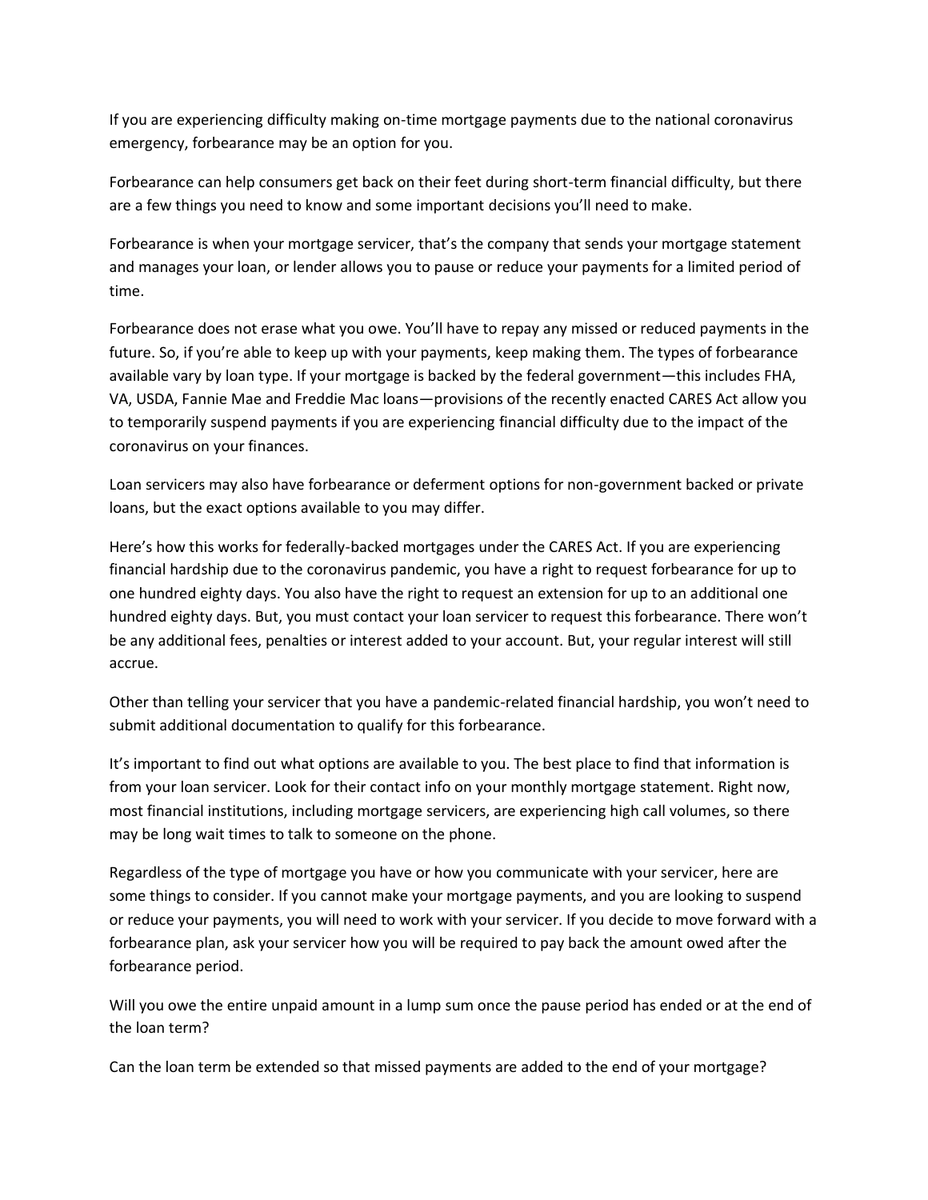If you are experiencing difficulty making on-time mortgage payments due to the national coronavirus emergency, forbearance may be an option for you.

Forbearance can help consumers get back on their feet during short-term financial difficulty, but there are a few things you need to know and some important decisions you'll need to make.

Forbearance is when your mortgage servicer, that's the company that sends your mortgage statement and manages your loan, or lender allows you to pause or reduce your payments for a limited period of time.

Forbearance does not erase what you owe. You'll have to repay any missed or reduced payments in the future. So, if you're able to keep up with your payments, keep making them. The types of forbearance available vary by loan type. If your mortgage is backed by the federal government—this includes FHA, VA, USDA, Fannie Mae and Freddie Mac loans—provisions of the recently enacted CARES Act allow you to temporarily suspend payments if you are experiencing financial difficulty due to the impact of the coronavirus on your finances.

Loan servicers may also have forbearance or deferment options for non-government backed or private loans, but the exact options available to you may differ.

Here's how this works for federally-backed mortgages under the CARES Act. If you are experiencing financial hardship due to the coronavirus pandemic, you have a right to request forbearance for up to one hundred eighty days. You also have the right to request an extension for up to an additional one hundred eighty days. But, you must contact your loan servicer to request this forbearance. There won't be any additional fees, penalties or interest added to your account. But, your regular interest will still accrue.

Other than telling your servicer that you have a pandemic-related financial hardship, you won't need to submit additional documentation to qualify for this forbearance.

It's important to find out what options are available to you. The best place to find that information is from your loan servicer. Look for their contact info on your monthly mortgage statement. Right now, most financial institutions, including mortgage servicers, are experiencing high call volumes, so there may be long wait times to talk to someone on the phone.

Regardless of the type of mortgage you have or how you communicate with your servicer, here are some things to consider. If you cannot make your mortgage payments, and you are looking to suspend or reduce your payments, you will need to work with your servicer. If you decide to move forward with a forbearance plan, ask your servicer how you will be required to pay back the amount owed after the forbearance period.

Will you owe the entire unpaid amount in a lump sum once the pause period has ended or at the end of the loan term?

Can the loan term be extended so that missed payments are added to the end of your mortgage?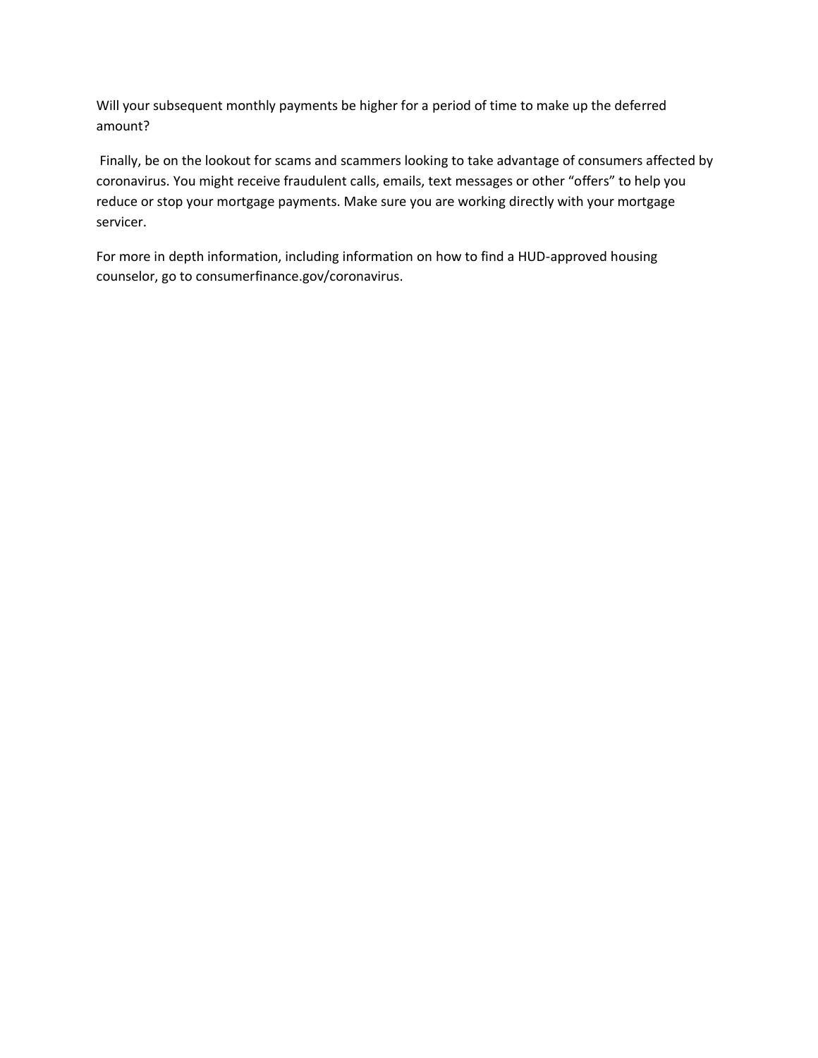Will your subsequent monthly payments be higher for a period of time to make up the deferred amount?

Finally, be on the lookout for scams and scammers looking to take advantage of consumers affected by coronavirus. You might receive fraudulent calls, emails, text messages or other “offers” to help you reduce or stop your mortgage payments. Make sure you are working directly with your mortgage servicer.

For more in depth information, including information on how to find a HUD-approved housing counselor, go to consumerfinance.gov/coronavirus.